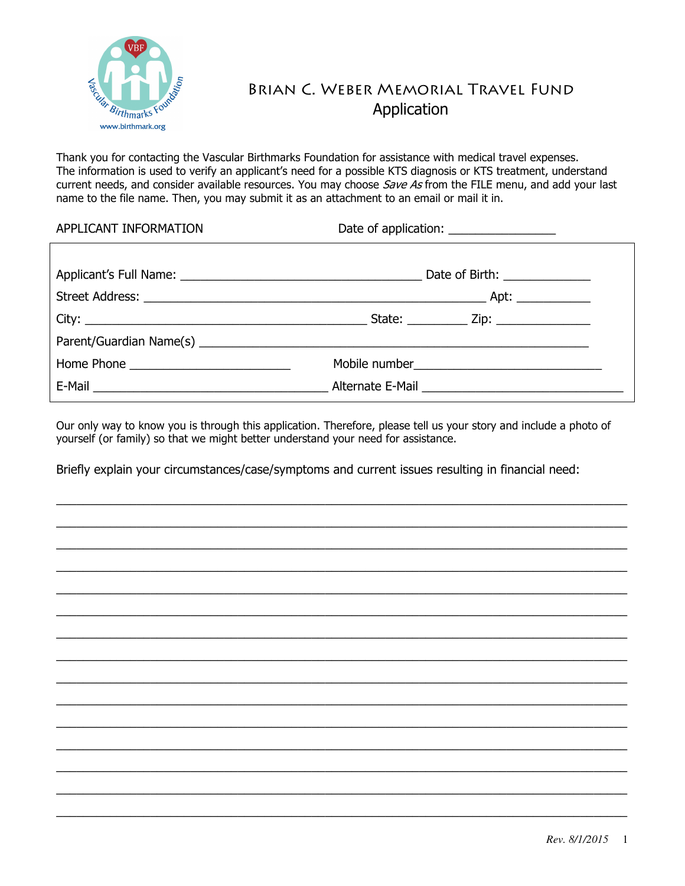# Brian C. Weber Memorial Travel Fund

## Application

Thank you for contacting the Vascular Birthmarks Foundation for assistance with medical travel expenses. The information is used to verify an applicant's need for a possible KTS diagnosis or KTS treatment, understand current needs, and consider available resources. You may choose *Save As* from the FILE menu, and add your last name to the file name. Then, you may submit it as an attachment to an email or mail it in.

APPLICANT INFORMATION Date of application: ________________

Applicant's Full Name: ____________________________________ Date of Birth: _____________

Street Address: ____________________________________________________ Apt: ___________

City: ___________________________________________ State: _________ Zip: ______________

Parent/Guardian Name(s) ____________________________________________________________

Home Phone ________________________ Mobile number____________________________

E-Mail ____________________________________ Alternate E-Mail ______________________________

Our only way to know you is through this application. Therefore, please tell us your story and include a photo of yourself (or family) so that we might better understand your need for assistance.

Briefly explain your circumstances/case/symptoms and current issues resulting in financial need:

______________________________________________________________________________________

______________________________________________________________________________________

______________________________________________________________________________________

______________________________________________________________________________________

______________________________________________________________________________________

______________________________________________________________________________________

______________________________________________________________________________________

______________________________________________________________________________________

______________________________________________________________________________________

______________________________________________________________________________________

______________________________________________________________________________________

______________________________________________________________________________________

______________________________________________________________________________________

______________________________________________________________________________________

______________________________________________________________________________________

*Rev. 8/1/2015*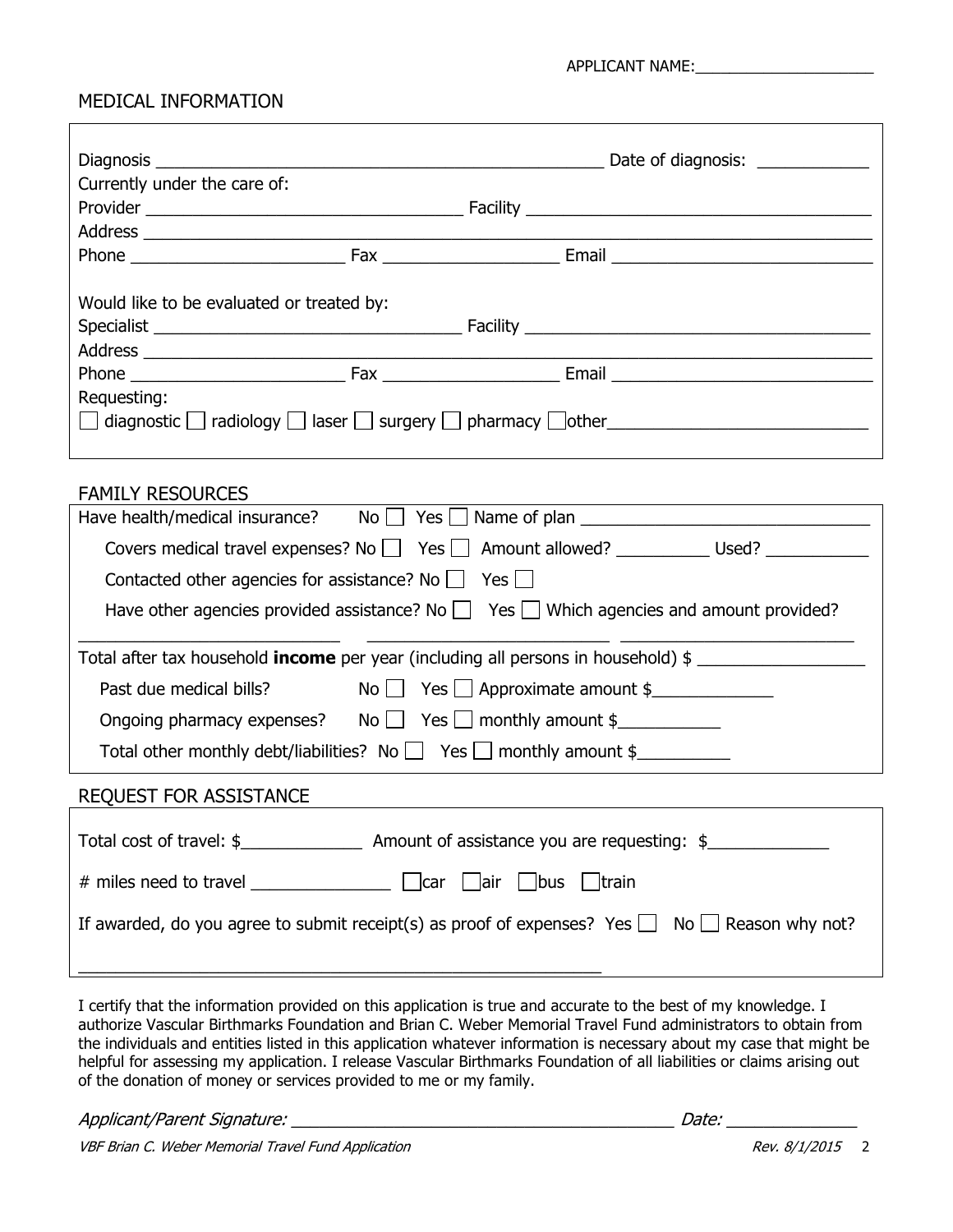APPLICANT NAME:____________________

## MEDICAL INFORMATION

Diagnosis ______________________________________________ Date of diagnosis: ___________

Currently under the care of:

Provider _______________________________ Facility ___________________________________

Address _______________________________________________________________________

Phone _____________________ Fax __________________ Email __________________________

Would like to be evaluated or treated by:

Specialist ______________________________ Facility ___________________________________

Address _______________________________________________________________________

Phone _____________________ Fax __________________ Email __________________________

Requesting:

☐ diagnostic ☐ radiology ☐ laser ☐ surgery ☐ pharmacy ☐ other__________________________

## FAMILY RESOURCES

Have health/medical insurance? No ☐ Yes ☐ Name of plan _____________________________

Covers medical travel expenses? No ☐ Yes ☐ Amount allowed? _________ Used? __________

Contacted other agencies for assistance? No ☐ Yes ☐

Have other agencies provided assistance? No ☐ Yes ☐ Which agencies and amount provided?

__________________________ ________________________ ________________________

Total after tax household **income** per year (including all persons in household) $ _________________

Past due medical bills? No ☐ Yes ☐ Approximate amount $____________

Ongoing pharmacy expenses? No ☐ Yes ☐ monthly amount $__________

Total other monthly debt/liabilities? No ☐ Yes ☐ monthly amount $_________

## REQUEST FOR ASSISTANCE

Total cost of travel: $____________ Amount of assistance you are requesting: $____________

# miles need to travel ______________ ☐ car ☐ air ☐ bus ☐ train

If awarded, do you agree to submit receipt(s) as proof of expenses? Yes ☐ No ☐ Reason why not?

__________________________________________________________

I certify that the information provided on this application is true and accurate to the best of my knowledge. I authorize Vascular Birthmarks Foundation and Brian C. Weber Memorial Travel Fund administrators to obtain from the individuals and entities listed in this application whatever information is necessary about my case that might be helpful for assessing my application. I release Vascular Birthmarks Foundation of all liabilities or claims arising out of the donation of money or services provided to me or my family.

*Applicant/Parent Signature:* _______________________________________ *Date:* _____________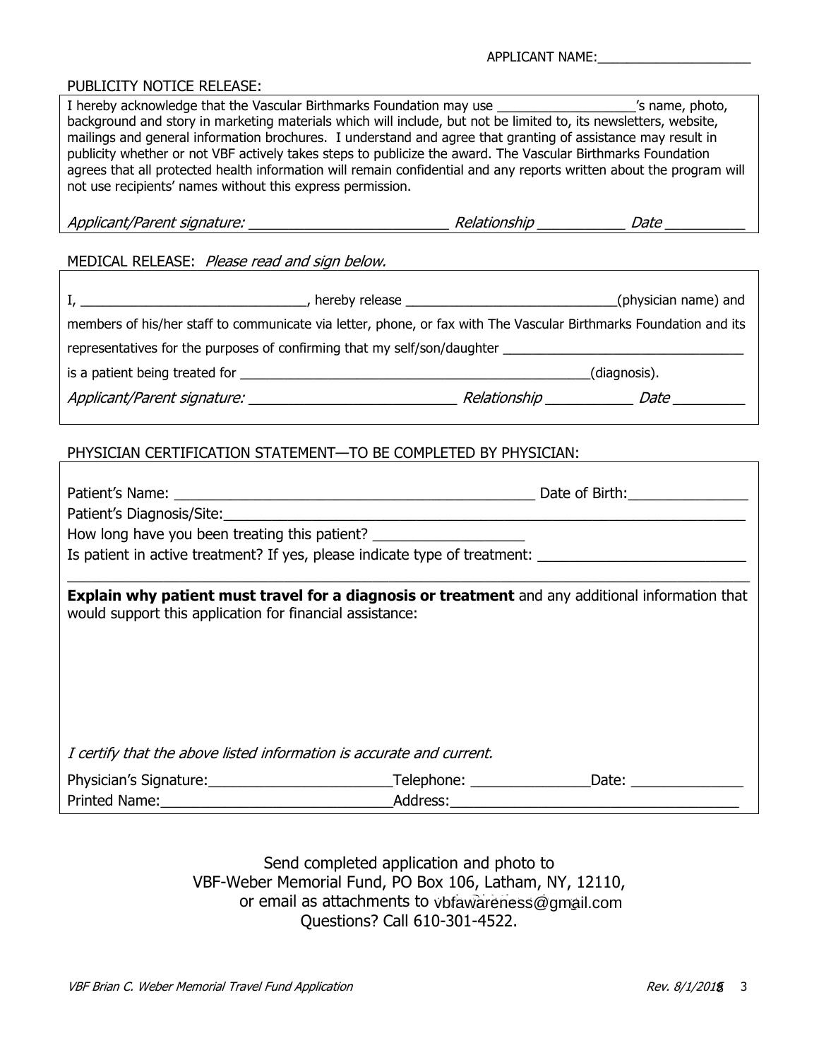APPLICANT NAME:____________________

PUBLICITY NOTICE RELEASE:

I hereby acknowledge that the Vascular Birthmarks Foundation may use __________________'s name, photo, background and story in marketing materials which will include, but not be limited to, its newsletters, website, mailings and general information brochures. I understand and agree that granting of assistance may result in publicity whether or not VBF actively takes steps to publicize the award. The Vascular Birthmarks Foundation agrees that all protected health information will remain confidential and any reports written about the program will not use recipients' names without this express permission.

*Applicant/Parent signature:* _________________________ *Relationship* ___________ *Date* __________

MEDICAL RELEASE: *Please read and sign below.*

I, ______________________________, hereby release ____________________________(physician name) and members of his/her staff to communicate via letter, phone, or fax with The Vascular Birthmarks Foundation and its representatives for the purposes of confirming that my self/son/daughter ________________________________ is a patient being treated for ________________________________________________(diagnosis).

*Applicant/Parent signature:* __________________________ *Relationship* ___________ *Date* _________

PHYSICIAN CERTIFICATION STATEMENT—TO BE COMPLETED BY PHYSICIAN:

Patient's Name: ____________________________________________ Date of Birth:_______________

Patient's Diagnosis/Site:____________________________________________________________________

How long have you been treating this patient? __________________

Is patient in active treatment? If yes, please indicate type of treatment: _________________________

____________________________________________________________________________________

**Explain why patient must travel for a diagnosis or treatment** and any additional information that would support this application for financial assistance:

*I certify that the above listed information is accurate and current.*

Physician's Signature:______________________Telephone: ______________Date: ______________

Printed Name:___________________________Address:__________________________________

Send completed application and photo to
VBF-Weber Memorial Fund, PO Box 106, Latham, NY, 12110,
or email as attachments to vbfawareness@gmail.com
Questions? Call 610-301-4522.